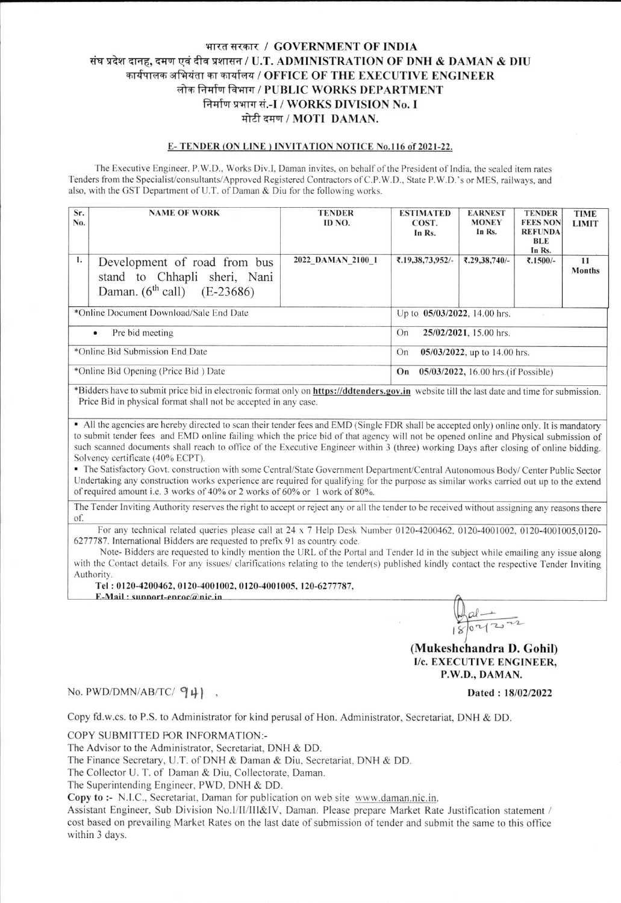# भारत सरकार / GOVERNMENT OF INDIA
## संघ प्रदेश दानह, दमण एवं दीव प्रशासन / U.T. ADMINISTRATION OF DNH & DAMAN & DIU
## कार्यपालक अभियंता का कार्यालय / OFFICE OF THE EXECUTIVE ENGINEER
## लोक निर्माण विभाग / PUBLIC WORKS DEPARTMENT
## निर्माण प्रभाग सं.-I / WORKS DIVISION No. I
## मोटी दमण / MOTI DAMAN.

### E- TENDER (ON LINE ) INVITATION NOTICE No.116 of 2021-22.

The Executive Engineer, P.W.D., Works Div.I, Daman invites, on behalf of the President of India, the sealed item rates Tenders from the Specialist/consultants/Approved Registered Contractors of C.P.W.D., State P.W.D.'s or MES, railways, and also, with the GST Department of U.T. of Daman & Diu for the following works.

| Sr. No. | NAME OF WORK | TENDER ID NO. | ESTIMATED COST. In Rs. | EARNEST MONEY In Rs. | TENDER FEES NON REFUNDABLE In Rs. | TIME LIMIT |
|---|---|---|---|---|---|---|
| 1. | Development of road from bus stand to Chhapli sheri, Nani Daman. (6th call) (E-23686) | 2022_DAMAN_2100_1 | ₹.19,38,73,952/- | ₹.29,38,740/- | ₹.1500/- | 11 Months |
| *Online Document Download/Sale End Date | | | Up to **05/03/2022**, 14.00 hrs. | | | |
| • Pre bid meeting | | | On **25/02/2021**, 15.00 hrs. | | | |
| *Online Bid Submission End Date | | | On **05/03/2022**, up to 14.00 hrs. | | | |
| *Online Bid Opening (Price Bid ) Date | | | **On 05/03/2022**, 16.00 hrs.(if Possible) | | | |

*Bidders have to submit price bid in electronic format only on **https://ddtenders.gov.in** website till the last date and time for submission. Price Bid in physical format shall not be accepted in any case.

- All the agencies are hereby directed to scan their tender fees and EMD (Single FDR shall be accepted only) online only. It is mandatory to submit tender fees and EMD online failing which the price bid of that agency will not be opened online and Physical submission of such scanned documents shall reach to office of the Executive Engineer within 3 (three) working Days after closing of online bidding. Solvency certificate (40% ECPT).
- The Satisfactory Govt. construction with some Central/State Government Department/Central Autonomous Body/ Center Public Sector Undertaking any construction works experience are required for qualifying for the purpose as similar works carried out up to the extend of required amount i.e. 3 works of 40% or 2 works of 60% or 1 work of 80%.

The Tender Inviting Authority reserves the right to accept or reject any or all the tender to be received without assigning any reasons there of.

For any technical related queries please call at 24 x 7 Help Desk Number 0120-4200462, 0120-4001002, 0120-4001005,0120-6277787. International Bidders are requested to prefix 91 as country code.

Note- Bidders are requested to kindly mention the URL of the Portal and Tender Id in the subject while emailing any issue along with the Contact details. For any issues/ clarifications relating to the tender(s) published kindly contact the respective Tender Inviting Authority.

**Tel : 0120-4200462, 0120-4001002, 0120-4001005, 120-6277787,**
**E-Mail : support-eproc@nic.in**

18/02/2022

**(Mukeshchandra D. Gohil)**
**I/c. EXECUTIVE ENGINEER,**
**P.W.D., DAMAN.**

No. PWD/DMN/AB/TC/ 941 , **Dated : 18/02/2022**

Copy fd.w.cs. to P.S. to Administrator for kind perusal of Hon. Administrator, Secretariat, DNH & DD.

COPY SUBMITTED FOR INFORMATION:-
The Advisor to the Administrator, Secretariat, DNH & DD.
The Finance Secretary, U.T. of DNH & Daman & Diu, Secretariat, DNH & DD.
The Collector U. T. of Daman & Diu, Collectorate, Daman.
The Superintending Engineer, PWD, DNH & DD.
**Copy to :-** N.I.C., Secretariat, Daman for publication on web site www.daman.nic.in.
Assistant Engineer, Sub Division No.I/II/III&IV, Daman. Please prepare Market Rate Justification statement / cost based on prevailing Market Rates on the last date of submission of tender and submit the same to this office within 3 days.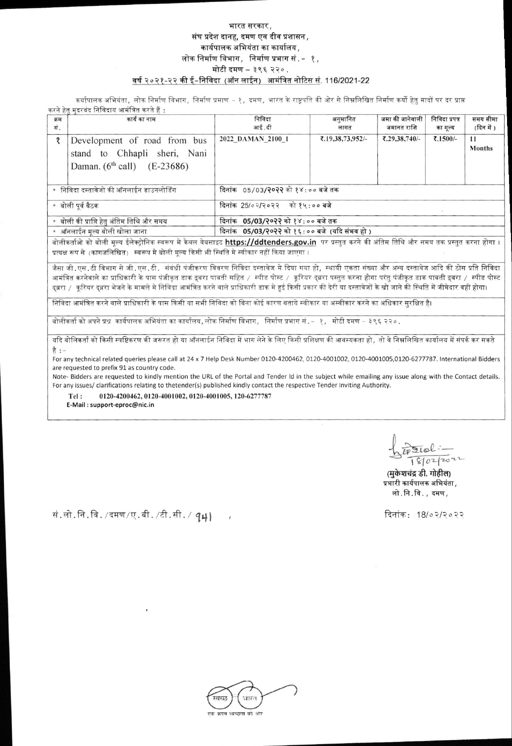भारत सरकार,

संघ प्रदेश दानह, दमण एव दीव प्रशासन,

कार्यपालक अभियंता का कार्यालय,

लोक निर्माण विभाग, निर्माण प्रभाग सं.- १,

मोटी दमण – ३९६ २२०.

**वर्ष २०२१-२२ की ई-निविदा (ऑन लाईन) आमंत्रित नोटिस सं. 116/2021-22**

कर्यापालक अभियंता, लोक निर्माण विभाग, निर्माण प्रमाण - १, दमण, भारत के राष्ट्रपति की ओर से निम्नलिखित निर्माण कर्यो हेतु मादों पर दर प्राप्त करने हेतु मुदरबंद निविदाय आमंत्रित करते हैं :

| क्रम सं. | कार्य का नाम | निविदा आई.डी | अनुमानित लागत | जमा की जानेवाली जमानत राशि | निविदा प्रपत्र का मूल्य | समय सीमा (दिन में) |
|---|---|---|---|---|---|---|
| १ | Development of road from bus stand to Chhapli sheri, Nani Daman. (6th call) (E-23686) | 2022_DAMAN_2100_1 | ₹.19,38,73,952/- | ₹.29,38,740/- | ₹.1500/- | 11 Months |
| * निविदा दस्तावेजो की ऑनलाईन डाउनलोडिंग | दिनांक 05/03/२०२२ को १४:०० बजे तक | | | | | |
| * बोली पूर्व बैठक | दिनांक 25/०२/२०२२ को १५:०० बजे | | | | | |
| * बोली की प्राप्ति हेतु अंतिम तिथि और समय | दिनांक 05/03/२०२२ को १४:०० बजे तक | | | | | |
| * ऑनलाईन मूल्य बोली खोला जाना | दिनांक 05/03/२०२२ को १६:०० बजे (यदि संभव हो) | | | | | |

बोलीकर्ताओ को बोली मूल्य ईलेक्ट्रोनिक स्वरूप मे केवल वेबसाइट **https://ddtenders.gov.in** पर प्रस्तुत करने की अंतिम तिथि और समय तक प्रस्तुत करना होगा। प्रत्यक्ष रूप से (कागजलिखित) स्वरूप मे बोली मूल्य किसी भी स्थिति मे स्वीकार नहीं किया जाएगा।

जैसा जी.एस.टी विभाग से जी.एस.टी. संबंधी पंजीकरण विवरण निविदा दस्तावेज मे दिया गया हो, स्थायी एकता संख्या और अन्य दस्तावेज आदि की ठोस प्रति निविदा आमंत्रित करनेवाले का प्राधिकारी के पास पंजीकृत डाक द्वारा पावती सहित / स्पीड पोस्ट / कुरियर द्वारा पस्तुत करना होगा परंतु पंजीकृत डाक पावती द्वारा / स्पीड पोस्ट द्वारा / कुरियर द्वारा भेजने के मामले मे निविदा आमंत्रित करने वाले प्राधिकारी डाक मे हुई किसी प्रकार की देरी या दस्तावेजों के खो जाने की स्थिति में जीमेदार नही होगा।

निविदा आमंत्रित करने वाले प्राधिकारी के पास किसी या सभी निविदा को बिना कोई कारण बताये स्वीकार या अस्वीकार करने का अधिकार सुरक्षित है।

बोलीकर्ता को अपने प्रश्न कार्यपालक अभियंता का कार्यालय, लोक निर्माण विभाग, निर्माण प्रभाग सं.- १, मोटी दमण - ३९६ २२०.

यदि बोलिकर्ता को किसी स्पष्टिकरण की जरूरत हो या ऑनलाईन निविदा में भाग लेने के लिए किसी प्रशिक्षण की आवश्यकता हो, तो वे निम्नलिखित कार्यालय में संपर्क कर सकते है :-

For any technical related queries please call at 24 x 7 Help Desk Number 0120-4200462, 0120-4001002, 0120-4001005,0120-6277787. International Bidders are requested to prefix 91 as country code.

Note- Bidders are requested to kindly mention the URL of the Portal and Tender Id in the subject while emailing any issue along with the Contact details. For any issues/ clarifications relating to thetender(s) published kindly contact the respective Tender Inviting Authority.

**Tel : 0120-4200462, 0120-4001002, 0120-4001005, 120-6277787**

**E-Mail : support-eproc@nic.in**

18/02/2022

**(मुकेशचंद्र डी. गोहील)**

प्रभारी कार्यपालक अभियंता,

लो.नि.वि., दमण,

सं.लो.नि.वि./दमण/ए.बी./टी.सी./ ९४१ ,

दिनांक: 18/०२/२०२२